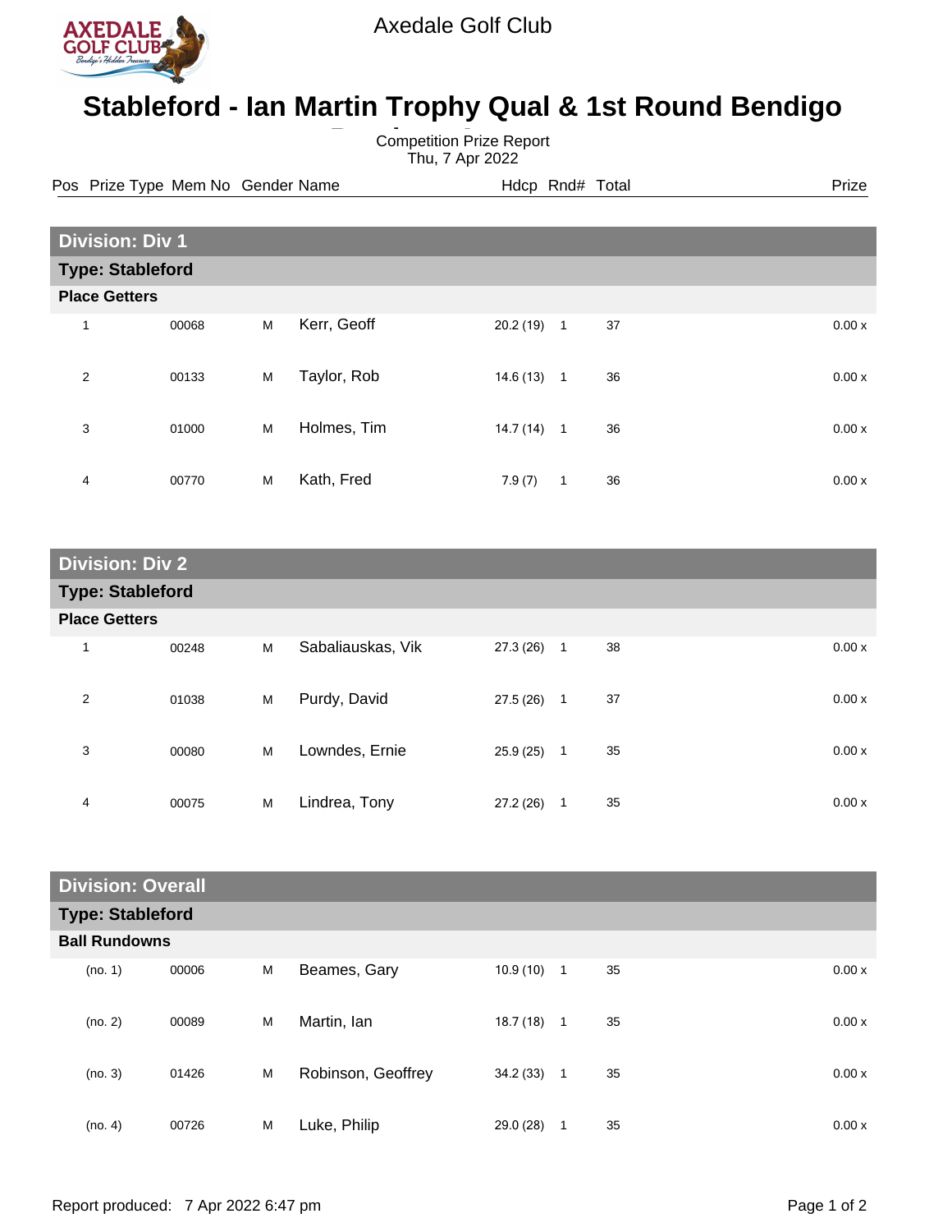Axedale Golf Club

# Stableford - Ian Martin Trophy Qual & 1st Round Bendigo

Competition Prize Report
Thu, 7 Apr 2022

## Division: Div 1

### Type: Stableford

**Place Getters**

| Pos | Prize Type | Mem No | Gender | Name | Hdcp | Rnd# | Total | Prize |
|---|---|---|---|---|---|---|---|---|
| 1 | | 00068 | M | Kerr, Geoff | 20.2 (19) | 1 | 37 | 0.00 x |
| 2 | | 00133 | M | Taylor, Rob | 14.6 (13) | 1 | 36 | 0.00 x |
| 3 | | 01000 | M | Holmes, Tim | 14.7 (14) | 1 | 36 | 0.00 x |
| 4 | | 00770 | M | Kath, Fred | 7.9 (7) | 1 | 36 | 0.00 x |

## Division: Div 2

### Type: Stableford

**Place Getters**

| Pos | Prize Type | Mem No | Gender | Name | Hdcp | Rnd# | Total | Prize |
|---|---|---|---|---|---|---|---|---|
| 1 | | 00248 | M | Sabaliauskas, Vik | 27.3 (26) | 1 | 38 | 0.00 x |
| 2 | | 01038 | M | Purdy, David | 27.5 (26) | 1 | 37 | 0.00 x |
| 3 | | 00080 | M | Lowndes, Ernie | 25.9 (25) | 1 | 35 | 0.00 x |
| 4 | | 00075 | M | Lindrea, Tony | 27.2 (26) | 1 | 35 | 0.00 x |

## Division: Overall

### Type: Stableford

**Ball Rundowns**

| Pos | Prize Type | Mem No | Gender | Name | Hdcp | Rnd# | Total | Prize |
|---|---|---|---|---|---|---|---|---|
| (no. 1) | | 00006 | M | Beames, Gary | 10.9 (10) | 1 | 35 | 0.00 x |
| (no. 2) | | 00089 | M | Martin, Ian | 18.7 (18) | 1 | 35 | 0.00 x |
| (no. 3) | | 01426 | M | Robinson, Geoffrey | 34.2 (33) | 1 | 35 | 0.00 x |
| (no. 4) | | 00726 | M | Luke, Philip | 29.0 (28) | 1 | 35 | 0.00 x |

Report produced: 7 Apr 2022 6:47 pm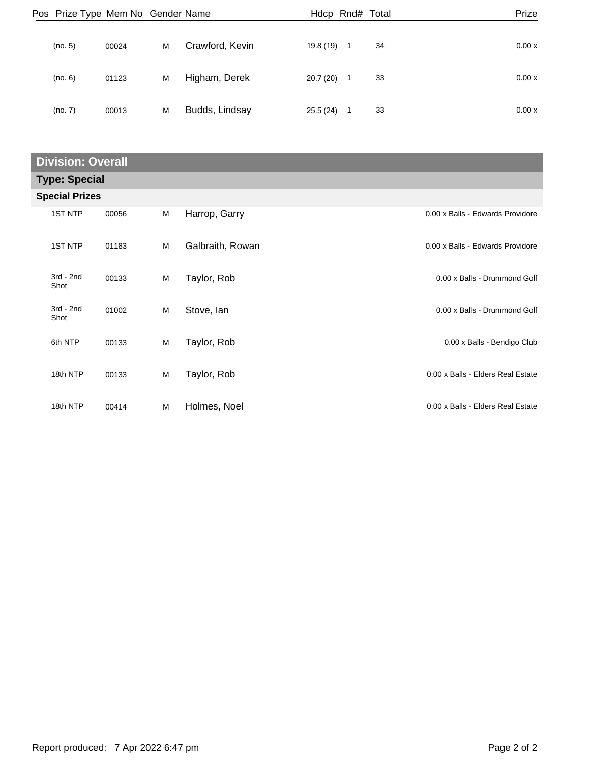| Pos | Prize Type | Mem No | Gender | Name | Hdcp | Rnd# | Total | Prize |
|---|---|---|---|---|---|---|---|---|
| | (no. 5) | 00024 | M | Crawford, Kevin | 19.8 (19) | 1 | 34 | 0.00 x |
| | (no. 6) | 01123 | M | Higham, Derek | 20.7 (20) | 1 | 33 | 0.00 x |
| | (no. 7) | 00013 | M | Budds, Lindsay | 25.5 (24) | 1 | 33 | 0.00 x |

## Division: Overall

### Type: Special

#### Special Prizes

| Prize Type | Mem No | Gender | Name | Prize |
|---|---|---|---|---|
| 1ST NTP | 00056 | M | Harrop, Garry | 0.00 x Balls - Edwards Providore |
| 1ST NTP | 01183 | M | Galbraith, Rowan | 0.00 x Balls - Edwards Providore |
| 3rd - 2nd Shot | 00133 | M | Taylor, Rob | 0.00 x Balls - Drummond Golf |
| 3rd - 2nd Shot | 01002 | M | Stove, Ian | 0.00 x Balls - Drummond Golf |
| 6th NTP | 00133 | M | Taylor, Rob | 0.00 x Balls - Bendigo Club |
| 18th NTP | 00133 | M | Taylor, Rob | 0.00 x Balls - Elders Real Estate |
| 18th NTP | 00414 | M | Holmes, Noel | 0.00 x Balls - Elders Real Estate |

Report produced: 7 Apr 2022 6:47 pm